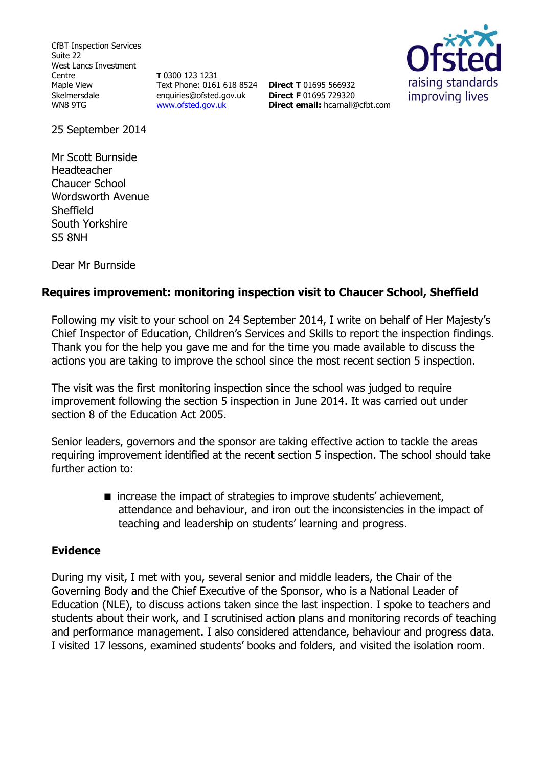CfBT Inspection Services
Suite 22
West Lancs Investment Centre
Maple View
Skelmersdale
WN8 9TG

**T** 0300 123 1231
Text Phone: 0161 618 8524
enquiries@ofsted.gov.uk
www.ofsted.gov.uk

**Direct T** 01695 566932
**Direct F** 01695 729320
**Direct email:** hcarnall@cfbt.com

Ofsted
raising standards
improving lives

25 September 2014

Mr Scott Burnside
Headteacher
Chaucer School
Wordsworth Avenue
Sheffield
South Yorkshire
S5 8NH

Dear Mr Burnside

**Requires improvement: monitoring inspection visit to Chaucer School, Sheffield**

Following my visit to your school on 24 September 2014, I write on behalf of Her Majesty's Chief Inspector of Education, Children's Services and Skills to report the inspection findings. Thank you for the help you gave me and for the time you made available to discuss the actions you are taking to improve the school since the most recent section 5 inspection.

The visit was the first monitoring inspection since the school was judged to require improvement following the section 5 inspection in June 2014. It was carried out under section 8 of the Education Act 2005.

Senior leaders, governors and the sponsor are taking effective action to tackle the areas requiring improvement identified at the recent section 5 inspection. The school should take further action to:

- increase the impact of strategies to improve students' achievement, attendance and behaviour, and iron out the inconsistencies in the impact of teaching and leadership on students' learning and progress.

## Evidence

During my visit, I met with you, several senior and middle leaders, the Chair of the Governing Body and the Chief Executive of the Sponsor, who is a National Leader of Education (NLE), to discuss actions taken since the last inspection. I spoke to teachers and students about their work, and I scrutinised action plans and monitoring records of teaching and performance management. I also considered attendance, behaviour and progress data. I visited 17 lessons, examined students' books and folders, and visited the isolation room.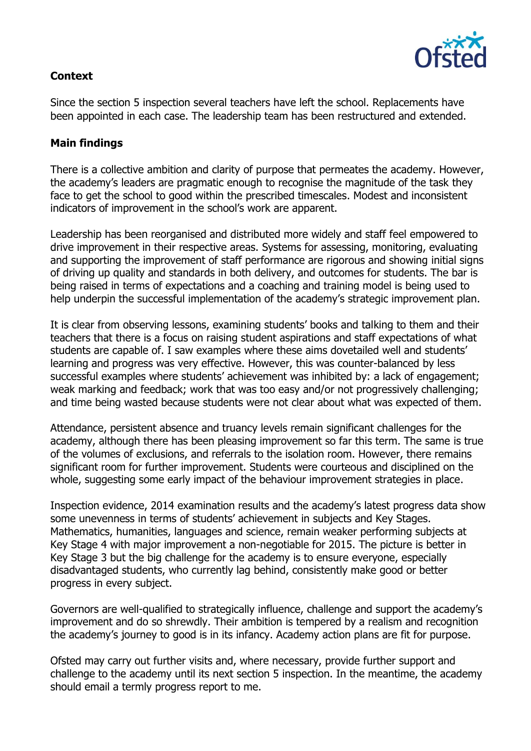**Context**

Since the section 5 inspection several teachers have left the school. Replacements have been appointed in each case. The leadership team has been restructured and extended.

**Main findings**

There is a collective ambition and clarity of purpose that permeates the academy. However, the academy's leaders are pragmatic enough to recognise the magnitude of the task they face to get the school to good within the prescribed timescales. Modest and inconsistent indicators of improvement in the school's work are apparent.

Leadership has been reorganised and distributed more widely and staff feel empowered to drive improvement in their respective areas. Systems for assessing, monitoring, evaluating and supporting the improvement of staff performance are rigorous and showing initial signs of driving up quality and standards in both delivery, and outcomes for students. The bar is being raised in terms of expectations and a coaching and training model is being used to help underpin the successful implementation of the academy's strategic improvement plan.

It is clear from observing lessons, examining students' books and talking to them and their teachers that there is a focus on raising student aspirations and staff expectations of what students are capable of. I saw examples where these aims dovetailed well and students' learning and progress was very effective. However, this was counter-balanced by less successful examples where students' achievement was inhibited by: a lack of engagement; weak marking and feedback; work that was too easy and/or not progressively challenging; and time being wasted because students were not clear about what was expected of them.

Attendance, persistent absence and truancy levels remain significant challenges for the academy, although there has been pleasing improvement so far this term. The same is true of the volumes of exclusions, and referrals to the isolation room. However, there remains significant room for further improvement. Students were courteous and disciplined on the whole, suggesting some early impact of the behaviour improvement strategies in place.

Inspection evidence, 2014 examination results and the academy's latest progress data show some unevenness in terms of students' achievement in subjects and Key Stages. Mathematics, humanities, languages and science, remain weaker performing subjects at Key Stage 4 with major improvement a non-negotiable for 2015. The picture is better in Key Stage 3 but the big challenge for the academy is to ensure everyone, especially disadvantaged students, who currently lag behind, consistently make good or better progress in every subject.

Governors are well-qualified to strategically influence, challenge and support the academy's improvement and do so shrewdly. Their ambition is tempered by a realism and recognition the academy's journey to good is in its infancy. Academy action plans are fit for purpose.

Ofsted may carry out further visits and, where necessary, provide further support and challenge to the academy until its next section 5 inspection. In the meantime, the academy should email a termly progress report to me.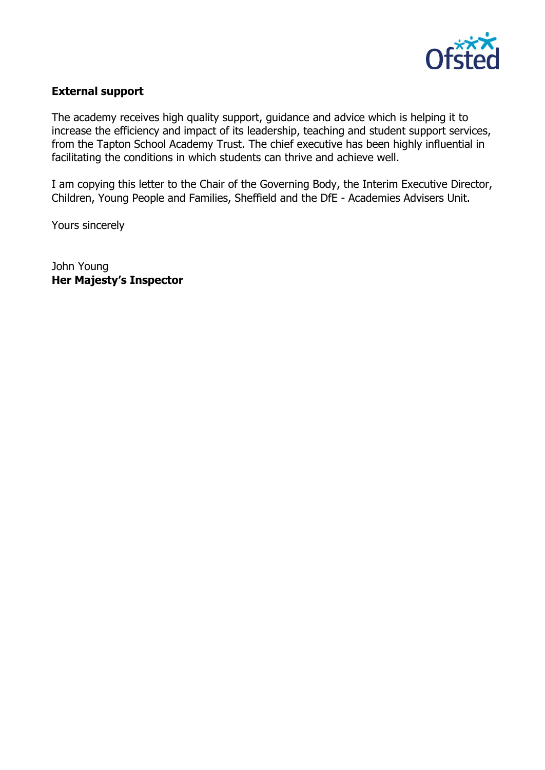**External support**

The academy receives high quality support, guidance and advice which is helping it to increase the efficiency and impact of its leadership, teaching and student support services, from the Tapton School Academy Trust. The chief executive has been highly influential in facilitating the conditions in which students can thrive and achieve well.

I am copying this letter to the Chair of the Governing Body, the Interim Executive Director, Children, Young People and Families, Sheffield and the DfE - Academies Advisers Unit.

Yours sincerely

John Young
**Her Majesty's Inspector**